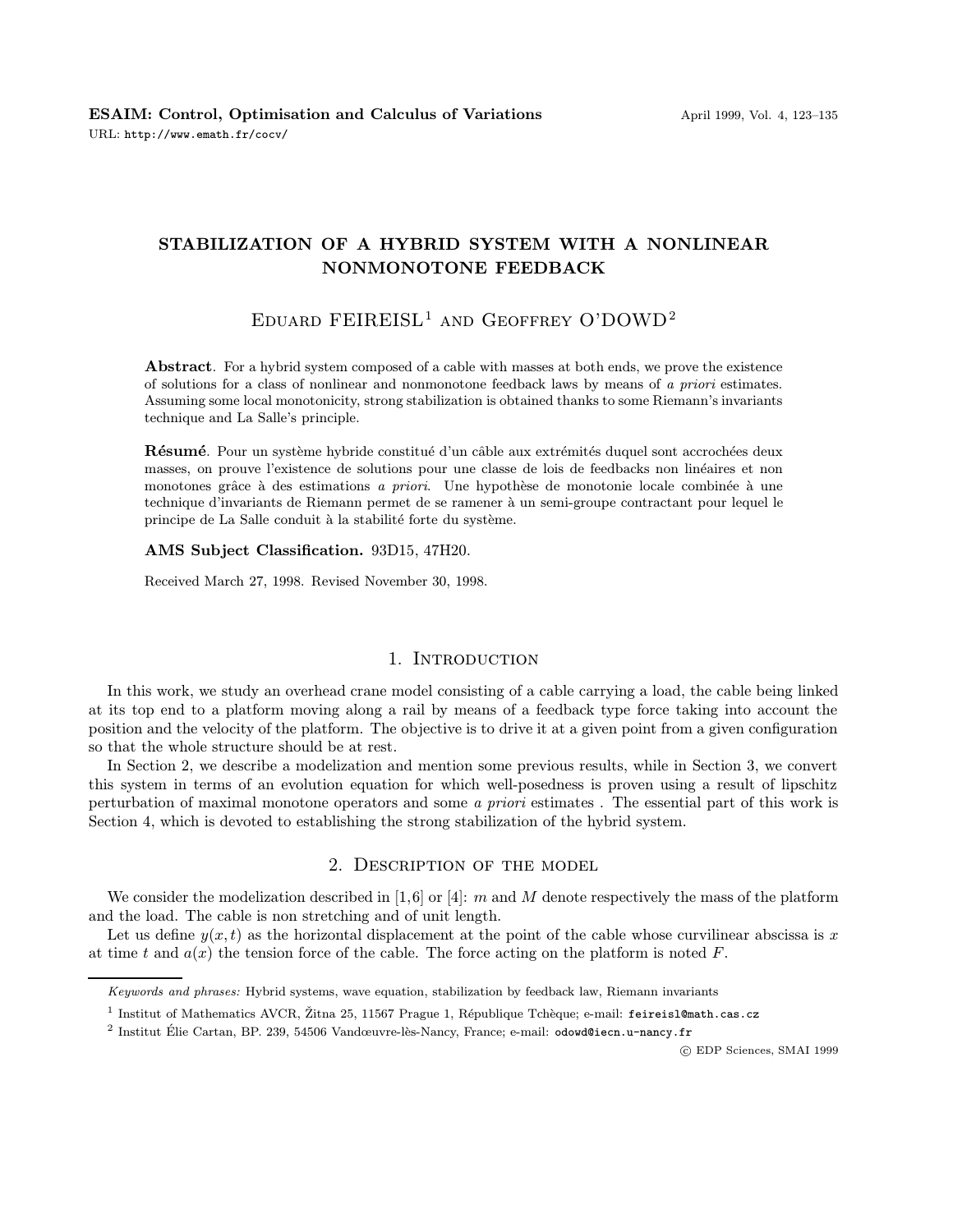# STABILIZATION OF A HYBRID SYSTEM WITH A NONLINEAR NONMONOTONE FEEDBACK

Eduard FEIREISL[1] and Geoffrey O'DOWD[2]

**Abstract**. For a hybrid system composed of a cable with masses at both ends, we prove the existence of solutions for a class of nonlinear and nonmonotone feedback laws by means of *a priori* estimates. Assuming some local monotonicity, strong stabilization is obtained thanks to some Riemann's invariants technique and La Salle's principle.

**Résumé**. Pour un système hybride constitué d'un câble aux extrémités duquel sont accrochées deux masses, on prouve l'existence de solutions pour une classe de lois de feedbacks non linéaires et non monotones grâce à des estimations *a priori*. Une hypothèse de monotonie locale combinée à une technique d'invariants de Riemann permet de se ramener à un semi-groupe contractant pour lequel le principe de La Salle conduit à la stabilité forte du système.

**AMS Subject Classification.** 93D15, 47H20.

Received March 27, 1998. Revised November 30, 1998.

## 1. Introduction

In this work, we study an overhead crane model consisting of a cable carrying a load, the cable being linked at its top end to a platform moving along a rail by means of a feedback type force taking into account the position and the velocity of the platform. The objective is to drive it at a given point from a given configuration so that the whole structure should be at rest.

In Section 2, we describe a modelization and mention some previous results, while in Section 3, we convert this system in terms of an evolution equation for which well-posedness is proven using a result of lipschitz perturbation of maximal monotone operators and some *a priori* estimates . The essential part of this work is Section 4, which is devoted to establishing the strong stabilization of the hybrid system.

## 2. Description of the model

We consider the modelization described in [1,6] or [4]: $m$ and $M$ denote respectively the mass of the platform and the load. The cable is non stretching and of unit length.

Let us define $y(x, t)$ as the horizontal displacement at the point of the cable whose curvilinear abscissa is $x$ at time $t$ and $a(x)$ the tension force of the cable. The force acting on the platform is noted $F$.

---

*Keywords and phrases:* Hybrid systems, wave equation, stabilization by feedback law, Riemann invariants

[1] Institut of Mathematics AVCR, Žitna 25, 11567 Prague 1, République Tchèque; e-mail: feireisl@math.cas.cz

[2] Institut Élie Cartan, BP. 239, 54506 Vandœuvre-lès-Nancy, France; e-mail: odowd@iecn.u-nancy.fr

© EDP Sciences, SMAI 1999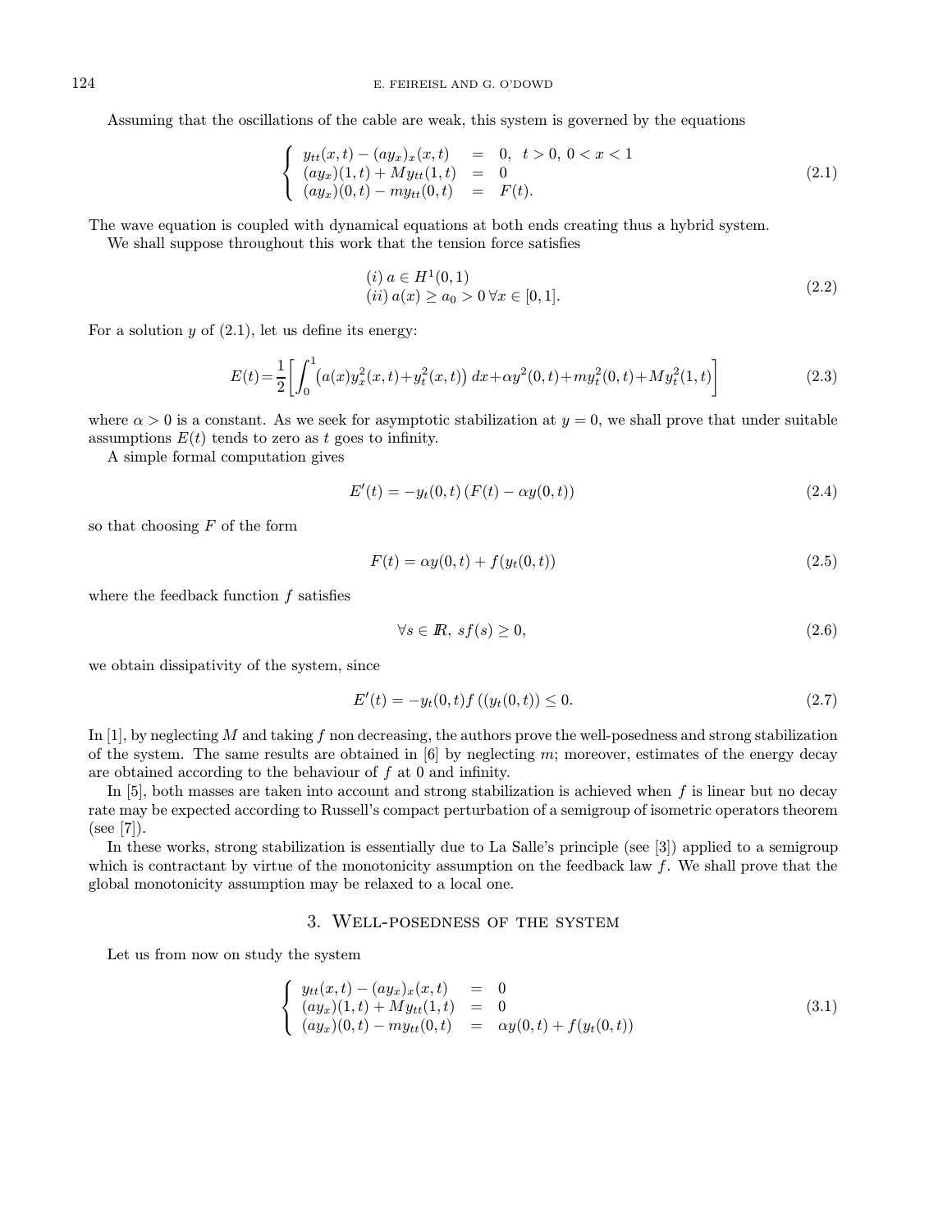Assuming that the oscillations of the cable are weak, this system is governed by the equations

$$\left\{ \begin{array}{lcl} y_{tt}(x,t) - (ay_x)_x(x,t) & = & 0, \;\; t>0, \; 0<x<1 \\ (ay_x)(1,t) + My_{tt}(1,t) & = & 0 \\ (ay_x)(0,t) - my_{tt}(0,t) & = & F(t). \end{array} \right. \tag{2.1}$$

The wave equation is coupled with dynamical equations at both ends creating thus a hybrid system.

We shall suppose throughout this work that the tension force satisfies

$$\begin{array}{l} (i) \; a \in H^1(0,1) \\ (ii) \; a(x) \geq a_0 > 0 \; \forall x \in [0,1]. \end{array} \tag{2.2}$$

For a solution $y$ of (2.1), let us define its energy:

$$E(t) = \frac{1}{2}\left[\int_0^1 \left(a(x)y_x^2(x,t) + y_t^2(x,t)\right) dx + \alpha y^2(0,t) + my_t^2(0,t) + My_t^2(1,t)\right] \tag{2.3}$$

where $\alpha > 0$ is a constant. As we seek for asymptotic stabilization at $y = 0$, we shall prove that under suitable assumptions $E(t)$ tends to zero as $t$ goes to infinity.

A simple formal computation gives

$$E'(t) = -y_t(0,t)\left(F(t) - \alpha y(0,t)\right) \tag{2.4}$$

so that choosing $F$ of the form

$$F(t) = \alpha y(0,t) + f(y_t(0,t)) \tag{2.5}$$

where the feedback function $f$ satisfies

$$\forall s \in \mathbb{R}, \; sf(s) \geq 0, \tag{2.6}$$

we obtain dissipativity of the system, since

$$E'(t) = -y_t(0,t)f\left((y_t(0,t)\right) \leq 0. \tag{2.7}$$

In [1], by neglecting $M$ and taking $f$ non decreasing, the authors prove the well-posedness and strong stabilization of the system. The same results are obtained in [6] by neglecting $m$; moreover, estimates of the energy decay are obtained according to the behaviour of $f$ at 0 and infinity.

In [5], both masses are taken into account and strong stabilization is achieved when $f$ is linear but no decay rate may be expected according to Russell's compact perturbation of a semigroup of isometric operators theorem (see [7]).

In these works, strong stabilization is essentially due to La Salle's principle (see [3]) applied to a semigroup which is contractant by virtue of the monotonicity assumption on the feedback law $f$. We shall prove that the global monotonicity assumption may be relaxed to a local one.

## 3. Well-posedness of the system

Let us from now on study the system

$$\left\{ \begin{array}{lcl} y_{tt}(x,t) - (ay_x)_x(x,t) & = & 0 \\ (ay_x)(1,t) + My_{tt}(1,t) & = & 0 \\ (ay_x)(0,t) - my_{tt}(0,t) & = & \alpha y(0,t) + f(y_t(0,t)) \end{array} \right. \tag{3.1}$$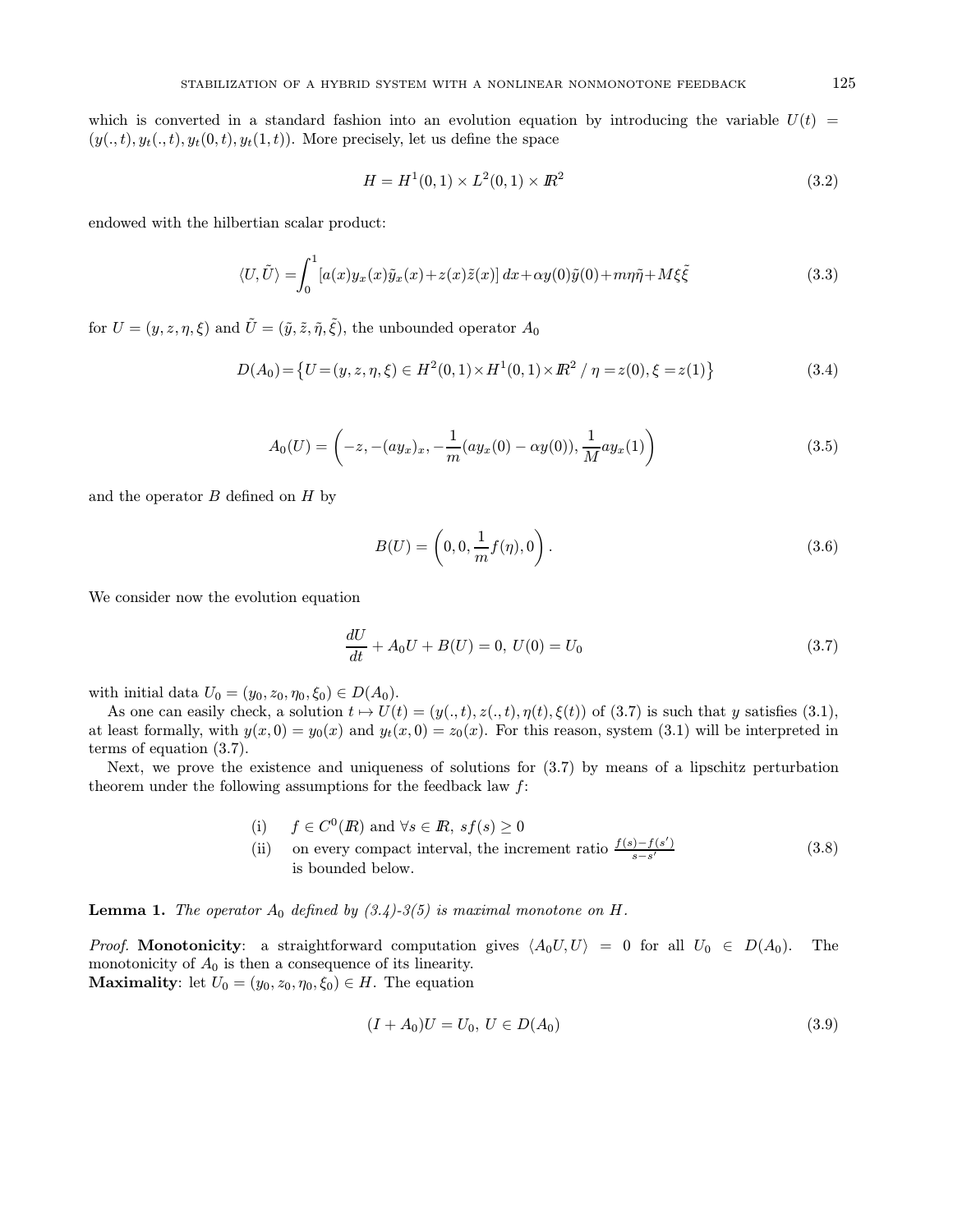which is converted in a standard fashion into an evolution equation by introducing the variable $U(t) = (y(.,t), y_t(.,t), y_t(0,t), y_t(1,t))$. More precisely, let us define the space

$$H = H^1(0,1) \times L^2(0,1) \times I\!R^2 \tag{3.2}$$

endowed with the hilbertian scalar product:

$$\langle U, \tilde{U} \rangle = \int_0^1 [a(x) y_x(x) \tilde{y}_x(x) + z(x) \tilde{z}(x)]\, dx + \alpha y(0) \tilde{y}(0) + m \eta \tilde{\eta} + M \xi \tilde{\xi} \tag{3.3}$$

for $U = (y, z, \eta, \xi)$ and $\tilde{U} = (\tilde{y}, \tilde{z}, \tilde{\eta}, \tilde{\xi})$, the unbounded operator $A_0$

$$D(A_0) = \left\{ U = (y, z, \eta, \xi) \in H^2(0,1) \times H^1(0,1) \times I\!R^2 \ / \ \eta = z(0), \xi = z(1) \right\} \tag{3.4}$$

$$A_0(U) = \left( -z, -(a y_x)_x, -\frac{1}{m}(a y_x(0) - \alpha y(0)), \frac{1}{M} a y_x(1) \right) \tag{3.5}$$

and the operator $B$ defined on $H$ by

$$B(U) = \left( 0, 0, \frac{1}{m} f(\eta), 0 \right). \tag{3.6}$$

We consider now the evolution equation

$$\frac{dU}{dt} + A_0 U + B(U) = 0, \ U(0) = U_0 \tag{3.7}$$

with initial data $U_0 = (y_0, z_0, \eta_0, \xi_0) \in D(A_0)$.

As one can easily check, a solution $t \mapsto U(t) = (y(.,t), z(.,t), \eta(t), \xi(t))$ of (3.7) is such that $y$ satisfies (3.1), at least formally, with $y(x,0) = y_0(x)$ and $y_t(x,0) = z_0(x)$. For this reason, system (3.1) will be interpreted in terms of equation (3.7).

Next, we prove the existence and uniqueness of solutions for (3.7) by means of a lipschitz perturbation theorem under the following assumptions for the feedback law $f$:

$$\begin{array}{ll} \text{(i)} & f \in C^0(I\!R) \text{ and } \forall s \in I\!R, \ s f(s) \geq 0 \\ \text{(ii)} & \text{on every compact interval, the increment ratio } \frac{f(s) - f(s')}{s - s'} \\ & \text{is bounded below.} \end{array} \tag{3.8}$$

**Lemma 1.** *The operator $A_0$ defined by (3.4)-3(5) is maximal monotone on $H$.*

*Proof.* **Monotonicity**: a straightforward computation gives $\langle A_0 U, U \rangle = 0$ for all $U_0 \in D(A_0)$. The monotonicity of $A_0$ is then a consequence of its linearity.
**Maximality**: let $U_0 = (y_0, z_0, \eta_0, \xi_0) \in H$. The equation

$$(I + A_0) U = U_0, \ U \in D(A_0) \tag{3.9}$$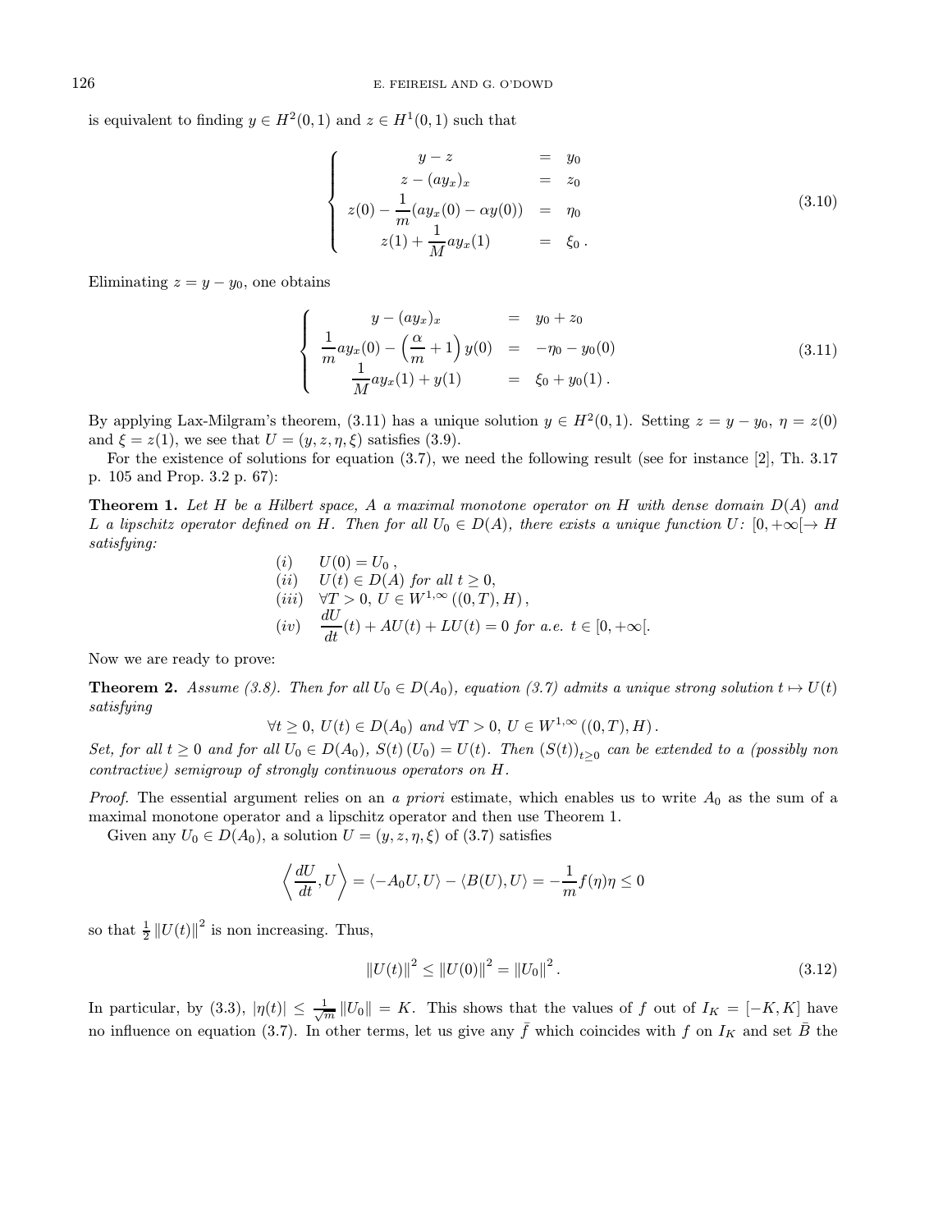is equivalent to finding $y \in H^2(0,1)$ and $z \in H^1(0,1)$ such that

$$
\left\{
\begin{array}{ccc}
y - z & = & y_0 \\
z - (a y_x)_x & = & z_0 \\
z(0) - \dfrac{1}{m}(a y_x(0) - \alpha y(0)) & = & \eta_0 \\
z(1) + \dfrac{1}{M} a y_x(1) & = & \xi_0 \, .
\end{array}
\right.
\tag{3.10}
$$

Eliminating $z = y - y_0$, one obtains

$$
\left\{
\begin{array}{ccc}
y - (a y_x)_x & = & y_0 + z_0 \\
\dfrac{1}{m} a y_x(0) - \left(\dfrac{\alpha}{m} + 1\right) y(0) & = & -\eta_0 - y_0(0) \\
\dfrac{1}{M} a y_x(1) + y(1) & = & \xi_0 + y_0(1) \, .
\end{array}
\right.
\tag{3.11}
$$

By applying Lax-Milgram's theorem, (3.11) has a unique solution $y \in H^2(0,1)$. Setting $z = y - y_0$, $\eta = z(0)$ and $\xi = z(1)$, we see that $U = (y, z, \eta, \xi)$ satisfies (3.9).

For the existence of solutions for equation (3.7), we need the following result (see for instance [2], Th. 3.17 p. 105 and Prop. 3.2 p. 67):

**Theorem 1.** *Let $H$ be a Hilbert space, $A$ a maximal monotone operator on $H$ with dense domain $D(A)$ and $L$ a lipschitz operator defined on $H$. Then for all $U_0 \in D(A)$, there exists a unique function $U \colon [0, +\infty[ \to H$ satisfying:*

$$
\begin{array}{ll}
(i) & U(0) = U_0 \, , \\
(ii) & U(t) \in D(A) \text{ for all } t \geq 0, \\
(iii) & \forall T > 0, \; U \in W^{1,\infty}\left((0,T), H\right), \\
(iv) & \dfrac{dU}{dt}(t) + AU(t) + LU(t) = 0 \text{ for a.e. } t \in [0, +\infty[.
\end{array}
$$

Now we are ready to prove:

**Theorem 2.** *Assume (3.8). Then for all $U_0 \in D(A_0)$, equation (3.7) admits a unique strong solution $t \mapsto U(t)$ satisfying*

$$
\forall t \geq 0, \; U(t) \in D(A_0) \text{ and } \forall T > 0, \; U \in W^{1,\infty}\left((0,T), H\right).
$$

*Set, for all $t \geq 0$ and for all $U_0 \in D(A_0)$, $S(t)(U_0) = U(t)$. Then $(S(t))_{t \geq 0}$ can be extended to a (possibly non contractive) semigroup of strongly continuous operators on $H$.*

*Proof.* The essential argument relies on an *a priori* estimate, which enables us to write $A_0$ as the sum of a maximal monotone operator and a lipschitz operator and then use Theorem 1.

Given any $U_0 \in D(A_0)$, a solution $U = (y, z, \eta, \xi)$ of (3.7) satisfies

$$
\left\langle \frac{dU}{dt}, U \right\rangle = \langle -A_0 U, U \rangle - \langle B(U), U \rangle = -\frac{1}{m} f(\eta)\eta \leq 0
$$

so that $\frac{1}{2} \|U(t)\|^2$ is non increasing. Thus,

$$
\|U(t)\|^2 \leq \|U(0)\|^2 = \|U_0\|^2 \, .
\tag{3.12}
$$

In particular, by (3.3), $|\eta(t)| \leq \frac{1}{\sqrt{m}} \|U_0\| = K$. This shows that the values of $f$ out of $I_K = [-K, K]$ have no influence on equation (3.7). In other terms, let us give any $\bar{f}$ which coincides with $f$ on $I_K$ and set $\bar{B}$ the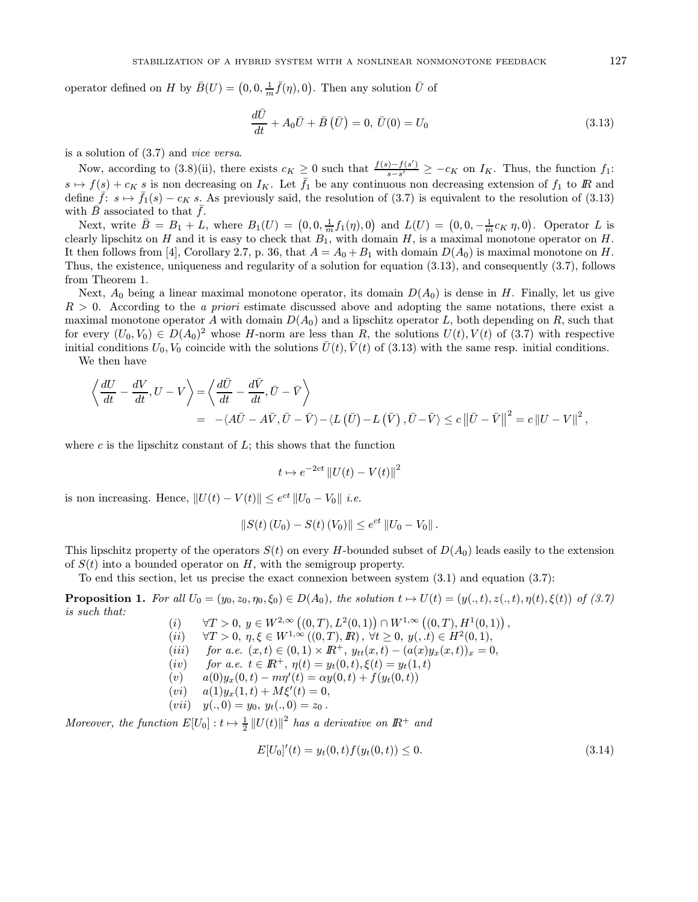operator defined on $H$ by $\bar{B}(U) = \left(0, 0, \frac{1}{m}\bar{f}(\eta), 0\right)$. Then any solution $\bar{U}$ of

$$\frac{d\bar{U}}{dt} + A_0\bar{U} + \bar{B}\left(\bar{U}\right) = 0,\ \bar{U}(0) = U_0 \tag{3.13}$$

is a solution of (3.7) and *vice versa*.

Now, according to (3.8)(ii), there exists $c_K \geq 0$ such that $\frac{f(s)-f(s')}{s-s'} \geq -c_K$ on $I_K$. Thus, the function $f_1$: $s \mapsto f(s) + c_K\, s$ is non decreasing on $I_K$. Let $\bar{f}_1$ be any continuous non decreasing extension of $f_1$ to $\mathbb{R}$ and define $\bar{f}$: $s \mapsto \bar{f}_1(s) - c_K\, s$. As previously said, the resolution of (3.7) is equivalent to the resolution of (3.13) with $\bar{B}$ associated to that $\bar{f}$.

Next, write $\bar{B} = B_1 + L$, where $B_1(U) = \left(0, 0, \frac{1}{m} f_1(\eta), 0\right)$ and $L(U) = \left(0, 0, -\frac{1}{m} c_K\, \eta, 0\right)$. Operator $L$ is clearly lipschitz on $H$ and it is easy to check that $B_1$, with domain $H$, is a maximal monotone operator on $H$. It then follows from [4], Corollary 2.7, p. 36, that $A = A_0 + B_1$ with domain $D(A_0)$ is maximal monotone on $H$. Thus, the existence, uniqueness and regularity of a solution for equation (3.13), and consequently (3.7), follows from Theorem 1.

Next, $A_0$ being a linear maximal monotone operator, its domain $D(A_0)$ is dense in $H$. Finally, let us give $R > 0$. According to the *a priori* estimate discussed above and adopting the same notations, there exist a maximal monotone operator $A$ with domain $D(A_0)$ and a lipschitz operator $L$, both depending on $R$, such that for every $(U_0, V_0) \in D(A_0)^2$ whose $H$-norm are less than $R$, the solutions $U(t), V(t)$ of (3.7) with respective initial conditions $U_0, V_0$ coincide with the solutions $\bar{U}(t), \bar{V}(t)$ of (3.13) with the same resp. initial conditions.

We then have

$$\begin{aligned}\left\langle \frac{dU}{dt} - \frac{dV}{dt}, U - V \right\rangle &= \left\langle \frac{d\bar{U}}{dt} - \frac{d\bar{V}}{dt}, \bar{U} - \bar{V} \right\rangle \\ &= -\langle A\bar{U} - A\bar{V}, \bar{U} - \bar{V}\rangle - \langle L\left(\bar{U}\right) - L\left(\bar{V}\right), \bar{U} - \bar{V}\rangle \leq c\left\|\bar{U} - \bar{V}\right\|^2 = c\left\|U - V\right\|^2,\end{aligned}$$

where $c$ is the lipschitz constant of $L$; this shows that the function

$$t \mapsto e^{-2ct}\left\|U(t) - V(t)\right\|^2$$

is non increasing. Hence, $\|U(t) - V(t)\| \leq e^{ct}\|U_0 - V_0\|$ *i.e.*

$$\left\|S(t)\left(U_0\right) - S(t)\left(V_0\right)\right\| \leq e^{ct}\left\|U_0 - V_0\right\|.$$

This lipschitz property of the operators $S(t)$ on every $H$-bounded subset of $D(A_0)$ leads easily to the extension of $S(t)$ into a bounded operator on $H$, with the semigroup property.

To end this section, let us precise the exact connexion between system (3.1) and equation (3.7):

**Proposition 1.** *For all $U_0 = (y_0, z_0, \eta_0, \xi_0) \in D(A_0)$, the solution $t \mapsto U(t) = (y(.,t), z(.,t), \eta(t), \xi(t))$ of (3.7) is such that:*

(i) $\quad \forall T > 0,\ y \in W^{2,\infty}\left((0,T), L^2(0,1)\right) \cap W^{1,\infty}\left((0,T), H^1(0,1)\right),$

(ii) $\quad \forall T > 0,\ \eta, \xi \in W^{1,\infty}\left((0,T), \mathbb{R}\right),\ \forall t \geq 0,\ y(,.t) \in H^2(0,1),$

(iii) $\quad$ *for a.e.* $(x,t) \in (0,1) \times \mathbb{R}^+,\ y_{tt}(x,t) - (a(x)y_x(x,t))_x = 0,$

(iv) $\quad$ *for a.e.* $t \in \mathbb{R}^+,\ \eta(t) = y_t(0,t), \xi(t) = y_t(1,t)$

(v) $\quad a(0)y_x(0,t) - m\eta'(t) = \alpha y(0,t) + f(y_t(0,t))$

(vi) $\quad a(1)y_x(1,t) + M\xi'(t) = 0,$

(vii) $\quad y(.,0) = y_0,\ y_t(.,0) = z_0\,.$

*Moreover, the function $E[U_0] : t \mapsto \frac{1}{2}\left\|U(t)\right\|^2$ has a derivative on $\mathbb{R}^+$ and*

$$E[U_0]'(t) = y_t(0,t) f(y_t(0,t)) \leq 0. \tag{3.14}$$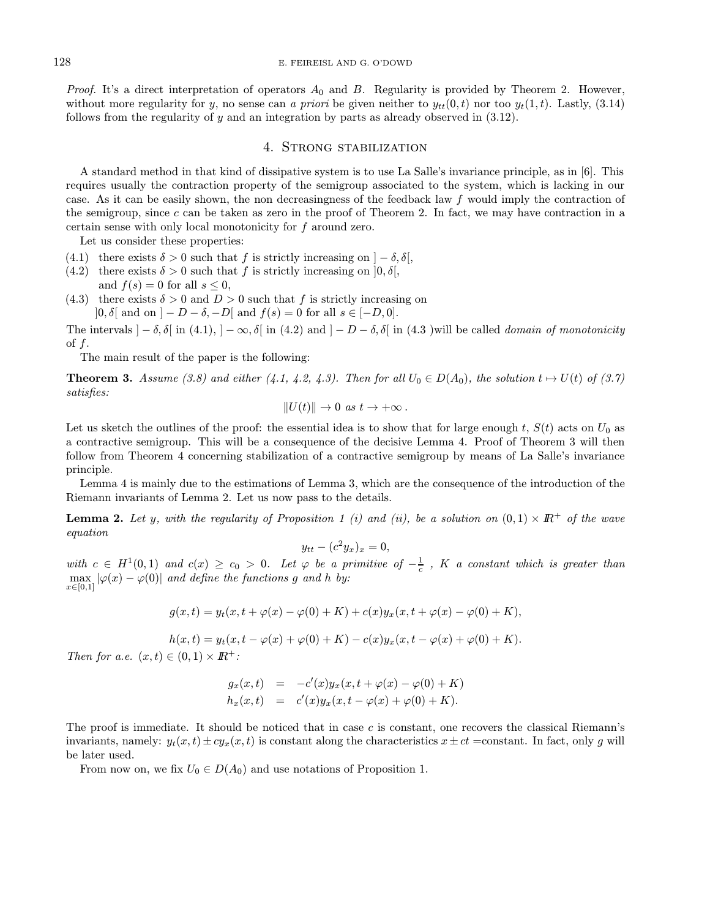*Proof.* It's a direct interpretation of operators $A_0$ and $B$. Regularity is provided by Theorem 2. However, without more regularity for $y$, no sense can *a priori* be given neither to $y_{tt}(0,t)$ nor too $y_t(1,t)$. Lastly, (3.14) follows from the regularity of $y$ and an integration by parts as already observed in (3.12).

## 4. Strong stabilization

A standard method in that kind of dissipative system is to use La Salle's invariance principle, as in [6]. This requires usually the contraction property of the semigroup associated to the system, which is lacking in our case. As it can be easily shown, the non decreasingness of the feedback law $f$ would imply the contraction of the semigroup, since $c$ can be taken as zero in the proof of Theorem 2. In fact, we may have contraction in a certain sense with only local monotonicity for $f$ around zero.

Let us consider these properties:

(4.1) there exists $\delta > 0$ such that $f$ is strictly increasing on $]-\delta, \delta[$,

(4.2) there exists $\delta > 0$ such that $f$ is strictly increasing on $]0, \delta[$, and $f(s) = 0$ for all $s \leq 0$,

(4.3) there exists $\delta > 0$ and $D > 0$ such that $f$ is strictly increasing on $]0, \delta[$ and on $]-D-\delta, -D[$ and $f(s) = 0$ for all $s \in [-D, 0]$.

The intervals $]-\delta, \delta[$ in (4.1), $]-\infty, \delta[$ in (4.2) and $]-D-\delta, \delta[$ in (4.3 )will be called *domain of monotonicity* of $f$.

The main result of the paper is the following:

**Theorem 3.** *Assume (3.8) and either (4.1, 4.2, 4.3). Then for all $U_0 \in D(A_0)$, the solution $t \mapsto U(t)$ of (3.7) satisfies:*

$$\|U(t)\| \to 0 \text{ as } t \to +\infty\,.$$

Let us sketch the outlines of the proof: the essential idea is to show that for large enough $t$, $S(t)$ acts on $U_0$ as a contractive semigroup. This will be a consequence of the decisive Lemma 4. Proof of Theorem 3 will then follow from Theorem 4 concerning stabilization of a contractive semigroup by means of La Salle's invariance principle.

Lemma 4 is mainly due to the estimations of Lemma 3, which are the consequence of the introduction of the Riemann invariants of Lemma 2. Let us now pass to the details.

**Lemma 2.** *Let $y$, with the regularity of Proposition 1 (i) and (ii), be a solution on $(0,1) \times \mathbb{R}^+$ of the wave equation*

$$y_{tt} - (c^2 y_x)_x = 0,$$

*with $c \in H^1(0,1)$ and $c(x) \geq c_0 > 0$. Let $\varphi$ be a primitive of $-\frac{1}{c}$ , $K$ a constant which is greater than $\max_{x\in[0,1]} |\varphi(x) - \varphi(0)|$ and define the functions $g$ and $h$ by:*

$$g(x,t) = y_t(x, t + \varphi(x) - \varphi(0) + K) + c(x) y_x(x, t + \varphi(x) - \varphi(0) + K),$$

$$h(x,t) = y_t(x, t - \varphi(x) + \varphi(0) + K) - c(x) y_x(x, t - \varphi(x) + \varphi(0) + K).$$

*Then for a.e. $(x,t) \in (0,1) \times \mathbb{R}^+$:*

$$\begin{aligned} g_x(x,t) &= -c'(x) y_x(x, t + \varphi(x) - \varphi(0) + K) \\ h_x(x,t) &= c'(x) y_x(x, t - \varphi(x) + \varphi(0) + K). \end{aligned}$$

The proof is immediate. It should be noticed that in case $c$ is constant, one recovers the classical Riemann's invariants, namely: $y_t(x,t) \pm c y_x(x,t)$ is constant along the characteristics $x \pm ct$ =constant. In fact, only $g$ will be later used.

From now on, we fix $U_0 \in D(A_0)$ and use notations of Proposition 1.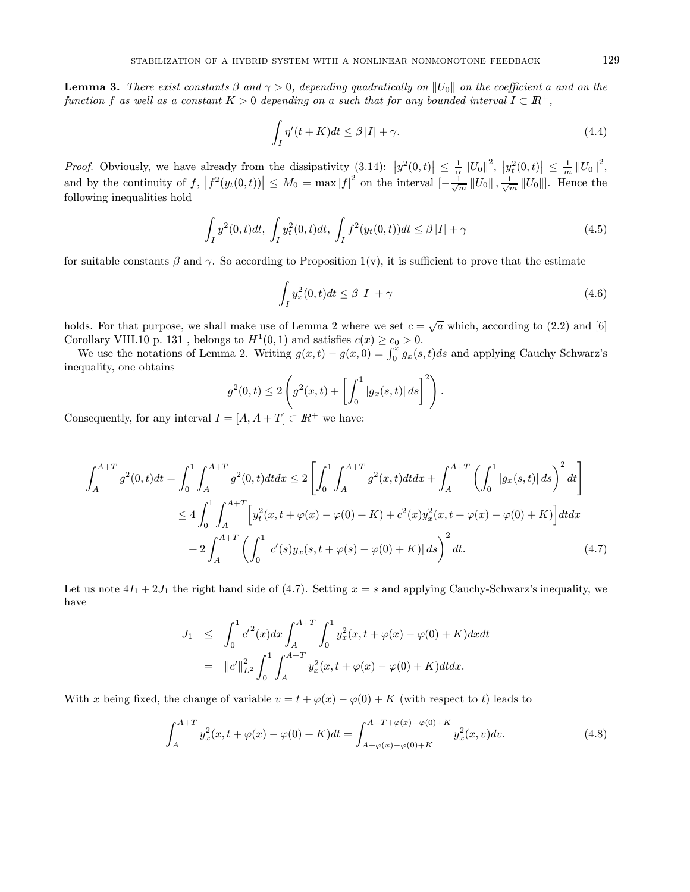**Lemma 3.** *There exist constants $\beta$ and $\gamma > 0$, depending quadratically on $\|U_0\|$ on the coefficient $a$ and on the function $f$ as well as a constant $K > 0$ depending on $a$ such that for any bounded interval $I \subset I\!R^+$,*

$$\int_I \eta'(t+K)dt \leq \beta |I| + \gamma. \tag{4.4}$$

*Proof.* Obviously, we have already from the dissipativity (3.14): $|y^2(0,t)| \leq \frac{1}{\alpha} \|U_0\|^2$, $|y_t^2(0,t)| \leq \frac{1}{m} \|U_0\|^2$, and by the continuity of $f$, $|f^2(y_t(0,t))| \leq M_0 = \max |f|^2$ on the interval $[-\frac{1}{\sqrt{m}} \|U_0\|, \frac{1}{\sqrt{m}} \|U_0\|]$. Hence the following inequalities hold

$$\int_I y^2(0,t)dt,\ \int_I y_t^2(0,t)dt,\ \int_I f^2(y_t(0,t))dt \leq \beta |I| + \gamma \tag{4.5}$$

for suitable constants $\beta$ and $\gamma$. So according to Proposition 1(v), it is sufficient to prove that the estimate

$$\int_I y_x^2(0,t)dt \leq \beta |I| + \gamma \tag{4.6}$$

holds. For that purpose, we shall make use of Lemma 2 where we set $c = \sqrt{a}$ which, according to (2.2) and [6] Corollary VIII.10 p. 131 , belongs to $H^1(0,1)$ and satisfies $c(x) \geq c_0 > 0$.

We use the notations of Lemma 2. Writing $g(x,t) - g(x,0) = \int_0^x g_x(s,t)ds$ and applying Cauchy Schwarz's inequality, one obtains

$$g^2(0,t) \leq 2\left(g^2(x,t) + \left[\int_0^1 |g_x(s,t)|\, ds\right]^2\right).$$

Consequently, for any interval $I = [A, A+T] \subset I\!R^+$ we have:

$$\begin{aligned}
\int_A^{A+T} g^2(0,t)dt = \int_0^1 \int_A^{A+T} g^2(0,t)dtdx &\leq 2\left[\int_0^1 \int_A^{A+T} g^2(x,t)dtdx + \int_A^{A+T} \left(\int_0^1 |g_x(s,t)|\, ds\right)^2 dt\right] \\
&\leq 4\int_0^1 \int_A^{A+T} \Big[y_t^2(x, t+\varphi(x)-\varphi(0)+K) + c^2(x) y_x^2(x, t+\varphi(x)-\varphi(0)+K)\Big] dtdx \\
&\quad + 2\int_A^{A+T} \left(\int_0^1 |c'(s) y_x(s, t+\varphi(s)-\varphi(0)+K)|\, ds\right)^2 dt.
\end{aligned} \tag{4.7}$$

Let us note $4I_1 + 2J_1$ the right hand side of (4.7). Setting $x = s$ and applying Cauchy-Schwarz's inequality, we have

$$\begin{aligned}
J_1 &\leq \int_0^1 {c'}^2(x)dx \int_A^{A+T} \int_0^1 y_x^2(x, t+\varphi(x)-\varphi(0)+K)dxdt \\
&= \|c'\|_{L^2}^2 \int_0^1 \int_A^{A+T} y_x^2(x, t+\varphi(x)-\varphi(0)+K)dtdx.
\end{aligned}$$

With $x$ being fixed, the change of variable $v = t + \varphi(x) - \varphi(0) + K$ (with respect to $t$) leads to

$$\int_A^{A+T} y_x^2(x, t+\varphi(x)-\varphi(0)+K)dt = \int_{A+\varphi(x)-\varphi(0)+K}^{A+T+\varphi(x)-\varphi(0)+K} y_x^2(x,v)dv. \tag{4.8}$$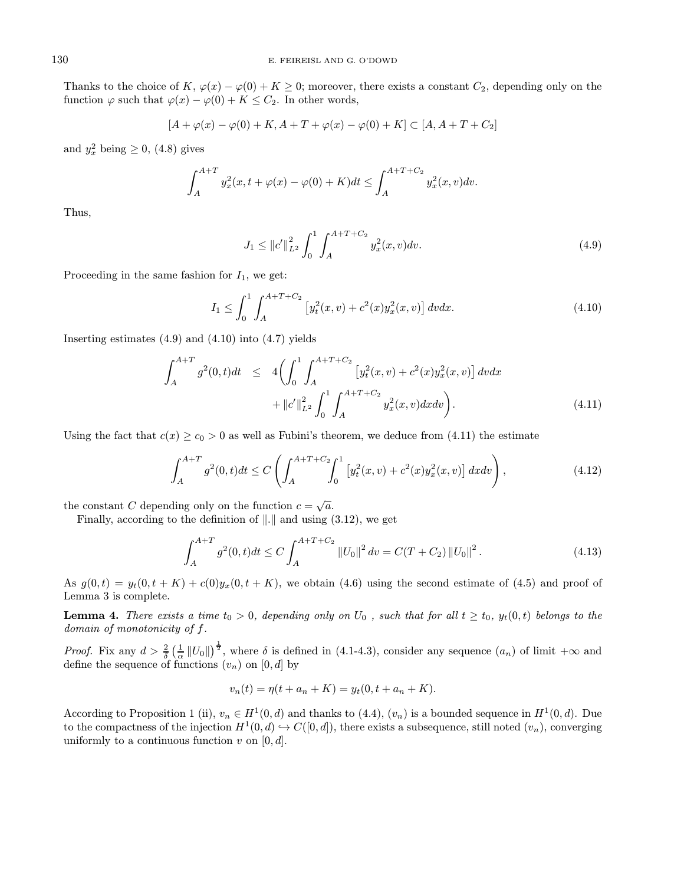Thanks to the choice of $K$, $\varphi(x) - \varphi(0) + K \geq 0$; moreover, there exists a constant $C_2$, depending only on the function $\varphi$ such that $\varphi(x) - \varphi(0) + K \leq C_2$. In other words,

$$[A + \varphi(x) - \varphi(0) + K, A + T + \varphi(x) - \varphi(0) + K] \subset [A, A + T + C_2]$$

and $y_x^2$ being $\geq 0$, (4.8) gives

$$\int_A^{A+T} y_x^2(x, t + \varphi(x) - \varphi(0) + K) dt \leq \int_A^{A+T+C_2} y_x^2(x, v) dv.$$

Thus,

$$J_1 \leq \|c'\|_{L^2}^2 \int_0^1 \int_A^{A+T+C_2} y_x^2(x, v) dv. \tag{4.9}$$

Proceeding in the same fashion for $I_1$, we get:

$$I_1 \leq \int_0^1 \int_A^{A+T+C_2} \left[ y_t^2(x, v) + c^2(x) y_x^2(x, v) \right] dv dx. \tag{4.10}$$

Inserting estimates (4.9) and (4.10) into (4.7) yields

$$\begin{aligned} \int_A^{A+T} g^2(0,t) dt \quad \leq \quad & 4 \bigg( \int_0^1 \int_A^{A+T+C_2} \left[ y_t^2(x, v) + c^2(x) y_x^2(x, v) \right] dv dx \\ & + \|c'\|_{L^2}^2 \int_0^1 \int_A^{A+T+C_2} y_x^2(x, v) dx dv \bigg). \end{aligned} \tag{4.11}$$

Using the fact that $c(x) \geq c_0 > 0$ as well as Fubini's theorem, we deduce from (4.11) the estimate

$$\int_A^{A+T} g^2(0,t) dt \leq C \left( \int_A^{A+T+C_2} \int_0^1 \left[ y_t^2(x, v) + c^2(x) y_x^2(x, v) \right] dx dv \right), \tag{4.12}$$

the constant $C$ depending only on the function $c = \sqrt{a}$.

Finally, according to the definition of $\|.\|$ and using (3.12), we get

$$\int_A^{A+T} g^2(0,t) dt \leq C \int_A^{A+T+C_2} \|U_0\|^2 dv = C(T + C_2) \|U_0\|^2. \tag{4.13}$$

As $g(0,t) = y_t(0, t + K) + c(0) y_x(0, t + K)$, we obtain (4.6) using the second estimate of (4.5) and proof of Lemma 3 is complete.

**Lemma 4.** *There exists a time $t_0 > 0$, depending only on $U_0$ , such that for all $t \geq t_0$, $y_t(0,t)$ belongs to the domain of monotonicity of $f$.*

*Proof.* Fix any $d > \frac{2}{\delta} \left( \frac{1}{\alpha} \|U_0\| \right)^{\frac{1}{2}}$, where $\delta$ is defined in (4.1-4.3), consider any sequence $(a_n)$ of limit $+\infty$ and define the sequence of functions $(v_n)$ on $[0, d]$ by

$$v_n(t) = \eta(t + a_n + K) = y_t(0, t + a_n + K).$$

According to Proposition 1 (ii), $v_n \in H^1(0, d)$ and thanks to (4.4), $(v_n)$ is a bounded sequence in $H^1(0, d)$. Due to the compactness of the injection $H^1(0, d) \hookrightarrow C([0, d])$, there exists a subsequence, still noted $(v_n)$, converging uniformly to a continuous function $v$ on $[0, d]$.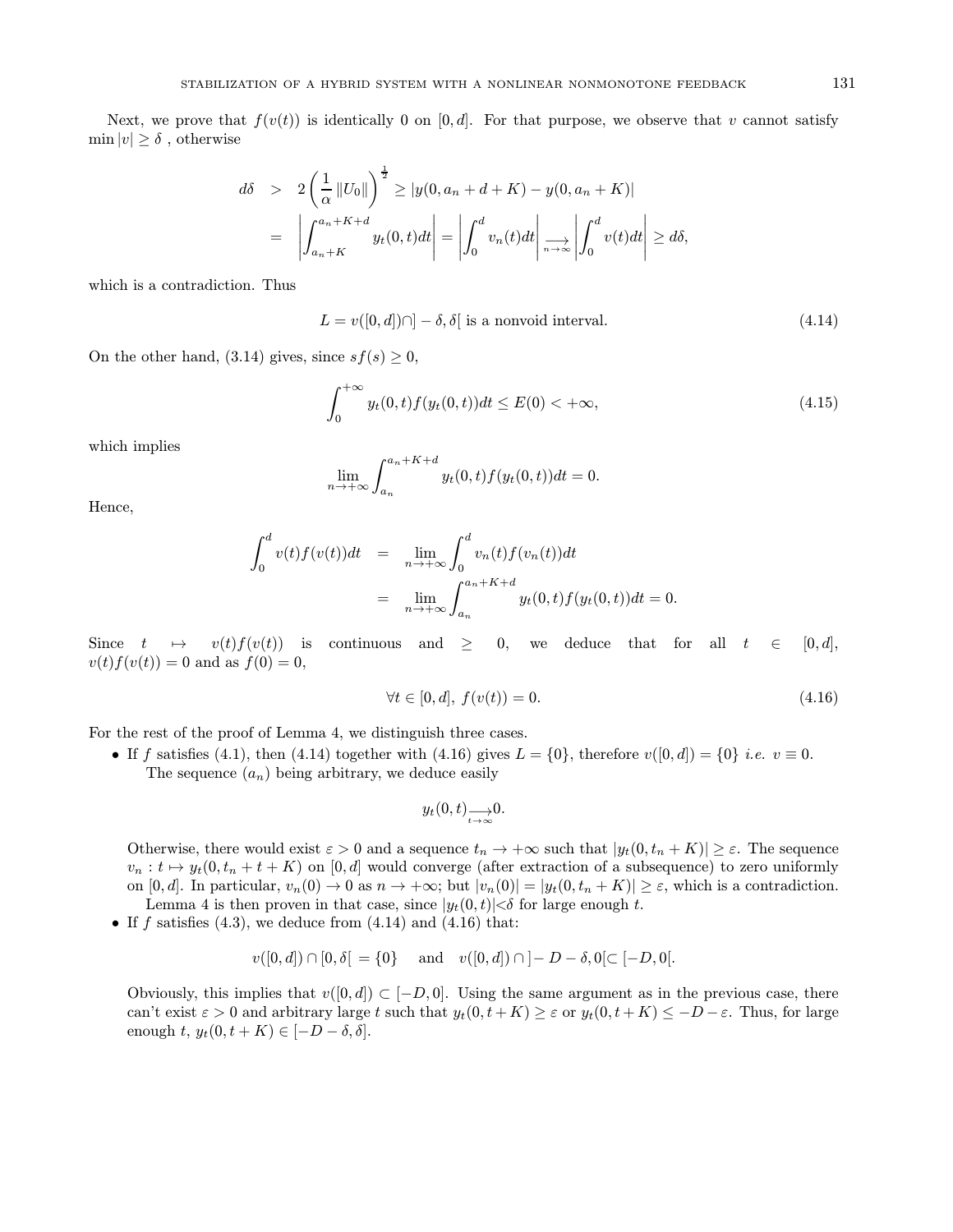Next, we prove that $f(v(t))$ is identically 0 on $[0,d]$. For that purpose, we observe that $v$ cannot satisfy $\min|v| \geq \delta$ , otherwise

$$
\begin{aligned}
d\delta &> 2\left(\frac{1}{\alpha}\|U_0\|\right)^{\frac{1}{2}} \geq |y(0,a_n+d+K) - y(0,a_n+K)| \\
&= \left|\int_{a_n+K}^{a_n+K+d} y_t(0,t)dt\right| = \left|\int_0^d v_n(t)dt\right| \underset{n\to\infty}{\longrightarrow} \left|\int_0^d v(t)dt\right| \geq d\delta,
\end{aligned}
$$

which is a contradiction. Thus

$$
L = v([0,d]) \cap ]-\delta,\delta[ \text{ is a nonvoid interval.} \tag{4.14}
$$

On the other hand, (3.14) gives, since $sf(s)\geq 0$,

$$
\int_0^{+\infty} y_t(0,t)f(y_t(0,t))dt \leq E(0) < +\infty, \tag{4.15}
$$

which implies

$$
\lim_{n\to+\infty}\int_{a_n}^{a_n+K+d} y_t(0,t)f(y_t(0,t))dt = 0.
$$

Hence,

$$
\begin{aligned}
\int_0^d v(t)f(v(t))dt &= \lim_{n\to+\infty}\int_0^d v_n(t)f(v_n(t))dt \\
&= \lim_{n\to+\infty}\int_{a_n}^{a_n+K+d} y_t(0,t)f(y_t(0,t))dt = 0.
\end{aligned}
$$

Since $t \mapsto v(t)f(v(t))$ is continuous and $\geq 0$, we deduce that for all $t \in [0,d]$, $v(t)f(v(t)) = 0$ and as $f(0)=0$,

$$
\forall t\in[0,d],\ f(v(t)) = 0. \tag{4.16}
$$

For the rest of the proof of Lemma 4, we distinguish three cases.

- If $f$ satisfies (4.1), then (4.14) together with (4.16) gives $L=\{0\}$, therefore $v([0,d])=\{0\}$ *i.e.* $v\equiv 0$.

  The sequence $(a_n)$ being arbitrary, we deduce easily

  $$
  y_t(0,t)\underset{t\to\infty}{\longrightarrow} 0.
  $$

  Otherwise, there would exist $\varepsilon>0$ and a sequence $t_n\to+\infty$ such that $|y_t(0,t_n+K)|\geq\varepsilon$. The sequence $v_n : t\mapsto y_t(0,t_n+t+K)$ on $[0,d]$ would converge (after extraction of a subsequence) to zero uniformly on $[0,d]$. In particular, $v_n(0)\to 0$ as $n\to+\infty$; but $|v_n(0)| = |y_t(0,t_n+K)|\geq\varepsilon$, which is a contradiction.

  Lemma 4 is then proven in that case, since $|y_t(0,t)|<\delta$ for large enough $t$.

- If $f$ satisfies (4.3), we deduce from (4.14) and (4.16) that:

  $$
  v([0,d])\cap[0,\delta[\ = \{0\} \quad \text{and} \quad v([0,d])\cap]-D-\delta,0[\subset[-D,0[.
  $$

  Obviously, this implies that $v([0,d])\subset[-D,0]$. Using the same argument as in the previous case, there can't exist $\varepsilon>0$ and arbitrary large $t$ such that $y_t(0,t+K)\geq\varepsilon$ or $y_t(0,t+K)\leq -D-\varepsilon$. Thus, for large enough $t$, $y_t(0,t+K)\in[-D-\delta,\delta]$.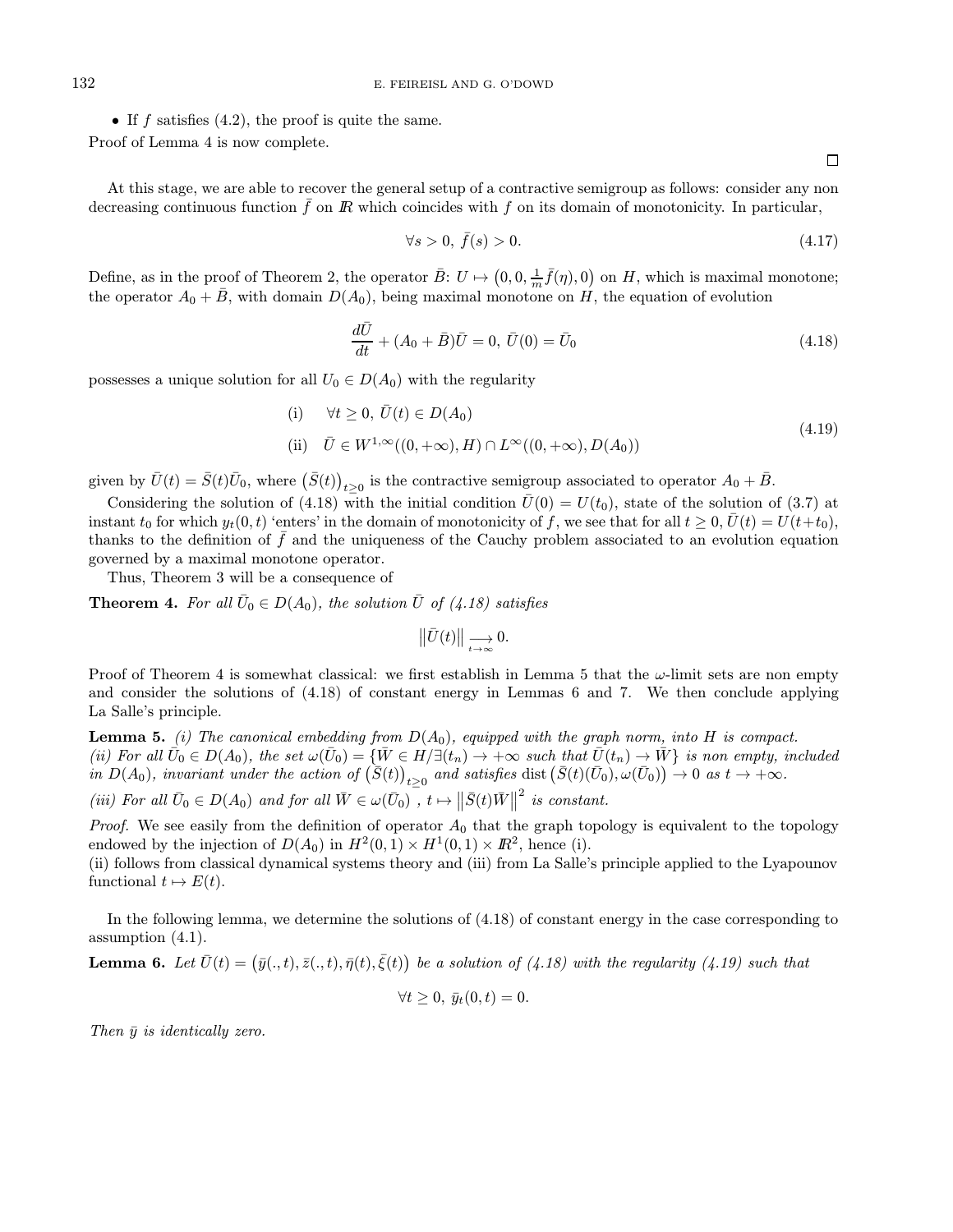- If $f$ satisfies (4.2), the proof is quite the same.

Proof of Lemma 4 is now complete.

$\square$

At this stage, we are able to recover the general setup of a contractive semigroup as follows: consider any non decreasing continuous function $\bar{f}$ on $I\!R$ which coincides with $f$ on its domain of monotonicity. In particular,

$$\forall s > 0,\ \bar{f}(s) > 0. \tag{4.17}$$

Define, as in the proof of Theorem 2, the operator $\bar{B}$: $U \mapsto \left(0, 0, \frac{1}{m}\bar{f}(\eta), 0\right)$ on $H$, which is maximal monotone; the operator $A_0 + \bar{B}$, with domain $D(A_0)$, being maximal monotone on $H$, the equation of evolution

$$\frac{d\bar{U}}{dt} + (A_0 + \bar{B})\bar{U} = 0,\ \bar{U}(0) = \bar{U}_0 \tag{4.18}$$

possesses a unique solution for all $U_0 \in D(A_0)$ with the regularity

$$\begin{aligned} &\text{(i)} \quad \forall t \geq 0,\ \bar{U}(t) \in D(A_0) \\ &\text{(ii)} \quad \bar{U} \in W^{1,\infty}((0,+\infty), H) \cap L^\infty((0,+\infty), D(A_0)) \end{aligned} \tag{4.19}$$

given by $\bar{U}(t) = \bar{S}(t)\bar{U}_0$, where $\left(\bar{S}(t)\right)_{t\geq 0}$ is the contractive semigroup associated to operator $A_0 + \bar{B}$.

Considering the solution of (4.18) with the initial condition $\bar{U}(0) = U(t_0)$, state of the solution of (3.7) at instant $t_0$ for which $y_t(0,t)$ 'enters' in the domain of monotonicity of $f$, we see that for all $t \geq 0$, $\bar{U}(t) = U(t+t_0)$, thanks to the definition of $\bar{f}$ and the uniqueness of the Cauchy problem associated to an evolution equation governed by a maximal monotone operator.

Thus, Theorem 3 will be a consequence of

**Theorem 4.** *For all $\bar{U}_0 \in D(A_0)$, the solution $\bar{U}$ of (4.18) satisfies*

$$\left\|\bar{U}(t)\right\| \underset{t\to\infty}{\longrightarrow} 0.$$

Proof of Theorem 4 is somewhat classical: we first establish in Lemma 5 that the $\omega$-limit sets are non empty and consider the solutions of (4.18) of constant energy in Lemmas 6 and 7. We then conclude applying La Salle's principle.

**Lemma 5.** *(i) The canonical embedding from $D(A_0)$, equipped with the graph norm, into $H$ is compact.*
*(ii) For all $\bar{U}_0 \in D(A_0)$, the set $\omega(\bar{U}_0) = \{\bar{W} \in H / \exists (t_n) \to +\infty$ such that $\bar{U}(t_n) \to \bar{W}\}$ is non empty, included in $D(A_0)$, invariant under the action of $\left(\bar{S}(t)\right)_{t\geq 0}$ and satisfies* $\operatorname{dist}\left(\bar{S}(t)(\bar{U}_0), \omega(\bar{U}_0)\right) \to 0$ *as $t \to +\infty$.*
*(iii) For all $\bar{U}_0 \in D(A_0)$ and for all $\bar{W} \in \omega(\bar{U}_0)$ , $t \mapsto \left\|\bar{S}(t)\bar{W}\right\|^2$ is constant.*

*Proof.* We see easily from the definition of operator $A_0$ that the graph topology is equivalent to the topology endowed by the injection of $D(A_0)$ in $H^2(0,1) \times H^1(0,1) \times I\!R^2$, hence (i).
(ii) follows from classical dynamical systems theory and (iii) from La Salle's principle applied to the Lyapounov functional $t \mapsto E(t)$.

In the following lemma, we determine the solutions of (4.18) of constant energy in the case corresponding to assumption (4.1).

**Lemma 6.** *Let $\bar{U}(t) = \left(\bar{y}(.,t), \bar{z}(.,t), \bar{\eta}(t), \bar{\xi}(t)\right)$ be a solution of (4.18) with the regularity (4.19) such that*

$$\forall t \geq 0,\ \bar{y}_t(0,t) = 0.$$

*Then $\bar{y}$ is identically zero.*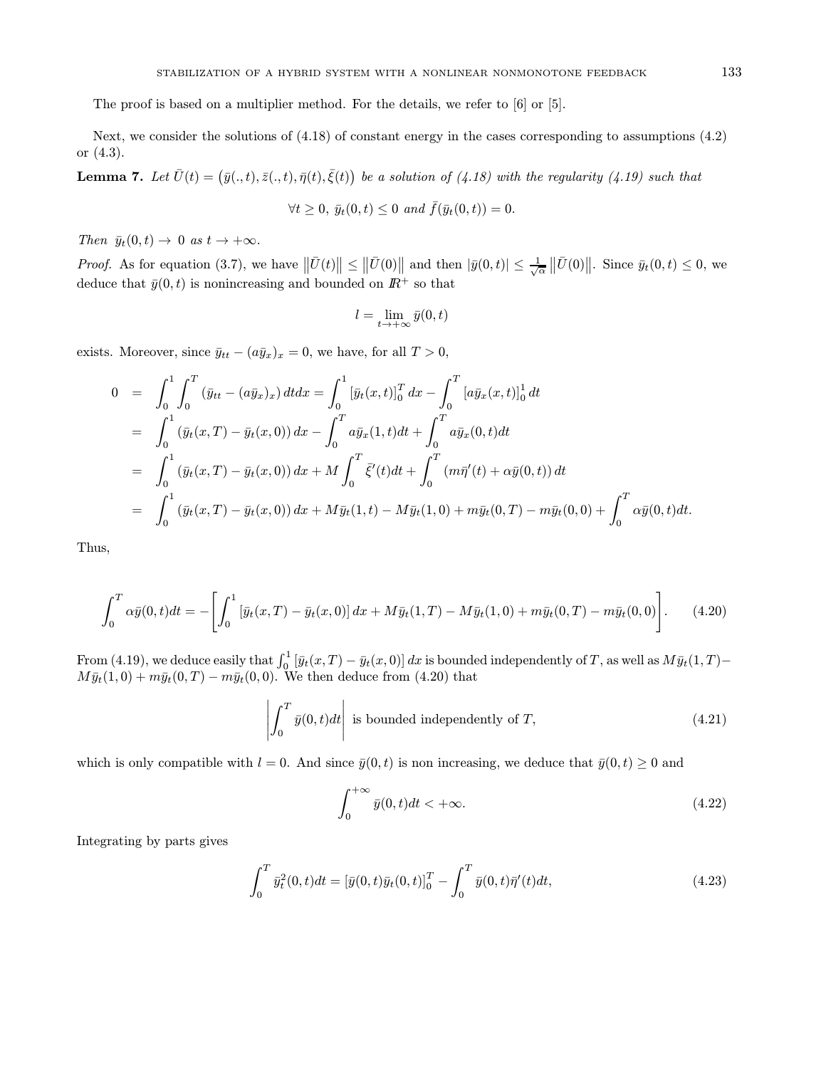The proof is based on a multiplier method. For the details, we refer to [6] or [5].

Next, we consider the solutions of (4.18) of constant energy in the cases corresponding to assumptions (4.2) or (4.3).

**Lemma 7.** *Let $\bar{U}(t) = \left(\bar{y}(.,t), \bar{z}(.,t), \bar{\eta}(t), \bar{\xi}(t)\right)$ be a solution of (4.18) with the regularity (4.19) such that*

$$\forall t \geq 0,\ \bar{y}_t(0,t) \leq 0 \text{ and } \bar{f}(\bar{y}_t(0,t)) = 0.$$

*Then $\bar{y}_t(0,t) \to 0$ as $t \to +\infty$.*

*Proof.* As for equation (3.7), we have $\left\|\bar{U}(t)\right\| \leq \left\|\bar{U}(0)\right\|$ and then $|\bar{y}(0,t)| \leq \frac{1}{\sqrt{\alpha}} \left\|\bar{U}(0)\right\|$. Since $\bar{y}_t(0,t) \leq 0$, we deduce that $\bar{y}(0,t)$ is nonincreasing and bounded on $\mathbb{R}^+$ so that

$$l = \lim_{t \to +\infty} \bar{y}(0,t)$$

exists. Moreover, since $\bar{y}_{tt} - (a\bar{y}_x)_x = 0$, we have, for all $T > 0$,

$$\begin{aligned}
0 &= \int_0^1 \int_0^T \left(\bar{y}_{tt} - (a\bar{y}_x)_x\right) dt dx = \int_0^1 \left[\bar{y}_t(x,t)\right]_0^T dx - \int_0^T \left[a\bar{y}_x(x,t)\right]_0^1 dt \\
&= \int_0^1 \left(\bar{y}_t(x,T) - \bar{y}_t(x,0)\right) dx - \int_0^T a\bar{y}_x(1,t) dt + \int_0^T a\bar{y}_x(0,t) dt \\
&= \int_0^1 \left(\bar{y}_t(x,T) - \bar{y}_t(x,0)\right) dx + M \int_0^T \bar{\xi}'(t) dt + \int_0^T \left(m\bar{\eta}'(t) + \alpha\bar{y}(0,t)\right) dt \\
&= \int_0^1 \left(\bar{y}_t(x,T) - \bar{y}_t(x,0)\right) dx + M\bar{y}_t(1,t) - M\bar{y}_t(1,0) + m\bar{y}_t(0,T) - m\bar{y}_t(0,0) + \int_0^T \alpha\bar{y}(0,t) dt.
\end{aligned}$$

Thus,

$$\int_0^T \alpha\bar{y}(0,t) dt = -\left[\int_0^1 \left[\bar{y}_t(x,T) - \bar{y}_t(x,0)\right] dx + M\bar{y}_t(1,T) - M\bar{y}_t(1,0) + m\bar{y}_t(0,T) - m\bar{y}_t(0,0)\right]. \tag{4.20}$$

From (4.19), we deduce easily that $\int_0^1 \left[\bar{y}_t(x,T) - \bar{y}_t(x,0)\right] dx$ is bounded independently of $T$, as well as $M\bar{y}_t(1,T) - M\bar{y}_t(1,0) + m\bar{y}_t(0,T) - m\bar{y}_t(0,0)$. We then deduce from (4.20) that

$$\left|\int_0^T \bar{y}(0,t) dt\right| \text{ is bounded independently of } T, \tag{4.21}$$

which is only compatible with $l = 0$. And since $\bar{y}(0,t)$ is non increasing, we deduce that $\bar{y}(0,t) \geq 0$ and

$$\int_0^{+\infty} \bar{y}(0,t) dt < +\infty. \tag{4.22}$$

Integrating by parts gives

$$\int_0^T \bar{y}_t^2(0,t) dt = \left[\bar{y}(0,t)\bar{y}_t(0,t)\right]_0^T - \int_0^T \bar{y}(0,t)\bar{\eta}'(t) dt, \tag{4.23}$$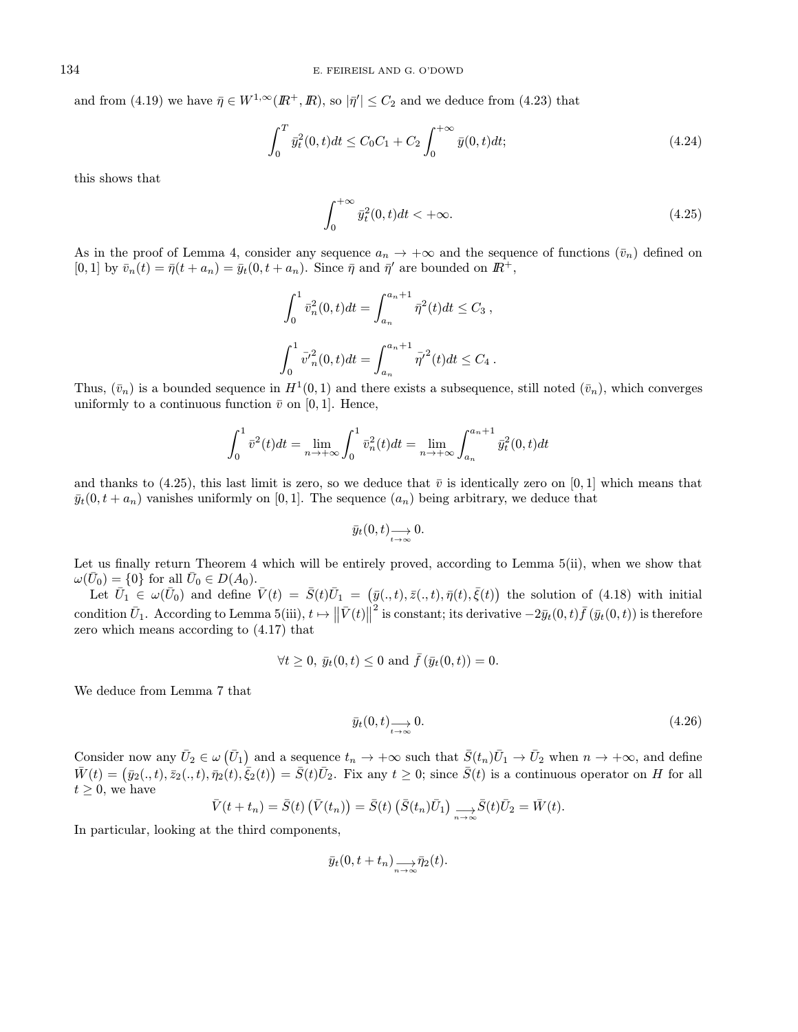and from (4.19) we have $\bar{\eta} \in W^{1,\infty}(I\!R^+, I\!R)$, so $|\bar{\eta}'| \le C_2$ and we deduce from (4.23) that

$$\int_0^T \bar{y}_t^2(0,t)dt \le C_0C_1 + C_2 \int_0^{+\infty} \bar{y}(0,t)dt; \tag{4.24}$$

this shows that

$$\int_0^{+\infty} \bar{y}_t^2(0,t)dt < +\infty. \tag{4.25}$$

As in the proof of Lemma 4, consider any sequence $a_n \to +\infty$ and the sequence of functions $(\bar{v}_n)$ defined on $[0,1]$ by $\bar{v}_n(t) = \bar{\eta}(t+a_n) = \bar{y}_t(0, t+a_n)$. Since $\bar{\eta}$ and $\bar{\eta}'$ are bounded on $I\!R^+$,

$$\int_0^1 \bar{v}_n^2(0,t)dt = \int_{a_n}^{a_n+1} \bar{\eta}^2(t)dt \le C_3\,,$$

$$\int_0^1 \bar{v}_n'^2(0,t)dt = \int_{a_n}^{a_n+1} \bar{\eta}'^2(t)dt \le C_4\,.$$

Thus, $(\bar{v}_n)$ is a bounded sequence in $H^1(0,1)$ and there exists a subsequence, still noted $(\bar{v}_n)$, which converges uniformly to a continuous function $\bar{v}$ on $[0,1]$. Hence,

$$\int_0^1 \bar{v}^2(t)dt = \lim_{n\to+\infty} \int_0^1 \bar{v}_n^2(t)dt = \lim_{n\to+\infty} \int_{a_n}^{a_n+1} \bar{y}_t^2(0,t)dt$$

and thanks to (4.25), this last limit is zero, so we deduce that $\bar{v}$ is identically zero on $[0,1]$ which means that $\bar{y}_t(0, t+a_n)$ vanishes uniformly on $[0,1]$. The sequence $(a_n)$ being arbitrary, we deduce that

$$\bar{y}_t(0,t) \underset{t\to\infty}{\longrightarrow} 0.$$

Let us finally return Theorem 4 which will be entirely proved, according to Lemma 5(ii), when we show that $\omega(\bar{U}_0) = \{0\}$ for all $\bar{U}_0 \in D(A_0)$.

Let $\bar{U}_1 \in \omega(\bar{U}_0)$ and define $\bar{V}(t) = \bar{S}(t)\bar{U}_1 = \left(\bar{y}(.,t), \bar{z}(.,t), \bar{\eta}(t), \bar{\xi}(t)\right)$ the solution of (4.18) with initial condition $\bar{U}_1$. According to Lemma 5(iii), $t \mapsto \left\|\bar{V}(t)\right\|^2$ is constant; its derivative $-2\bar{y}_t(0,t)\bar{f}\left(\bar{y}_t(0,t)\right)$ is therefore zero which means according to (4.17) that

$$\forall t \ge 0,\ \bar{y}_t(0,t) \le 0 \text{ and } \bar{f}\left(\bar{y}_t(0,t)\right) = 0.$$

We deduce from Lemma 7 that

$$\bar{y}_t(0,t) \underset{t\to\infty}{\longrightarrow} 0. \tag{4.26}$$

Consider now any $\bar{U}_2 \in \omega\left(\bar{U}_1\right)$ and a sequence $t_n \to +\infty$ such that $\bar{S}(t_n)\bar{U}_1 \to \bar{U}_2$ when $n \to +\infty$, and define $\bar{W}(t) = \left(\bar{y}_2(.,t), \bar{z}_2(.,t), \bar{\eta}_2(t), \bar{\xi}_2(t)\right) = \bar{S}(t)\bar{U}_2$. Fix any $t \ge 0$; since $\bar{S}(t)$ is a continuous operator on $H$ for all $t \ge 0$, we have

$$\bar{V}(t+t_n) = \bar{S}(t)\left(\bar{V}(t_n)\right) = \bar{S}(t)\left(\bar{S}(t_n)\bar{U}_1\right) \underset{n\to\infty}{\longrightarrow} \bar{S}(t)\bar{U}_2 = \bar{W}(t).$$

In particular, looking at the third components,

$$\bar{y}_t(0, t+t_n) \underset{n\to\infty}{\longrightarrow} \bar{\eta}_2(t).$$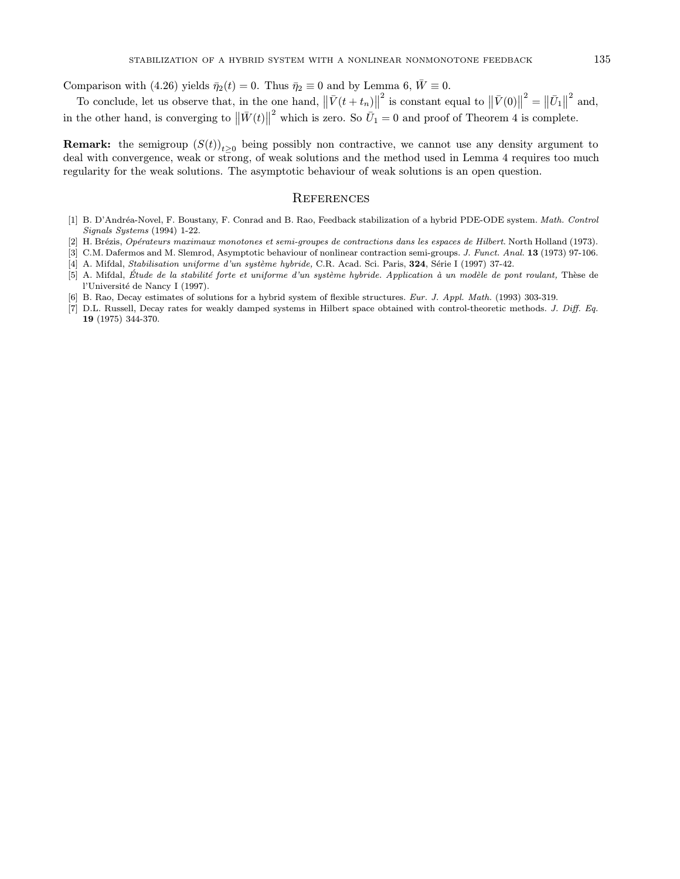Comparison with (4.26) yields $\bar{\eta}_2(t) = 0$. Thus $\bar{\eta}_2 \equiv 0$ and by Lemma 6, $\bar{W} \equiv 0$.

To conclude, let us observe that, in the one hand, $\|\bar{V}(t+t_n)\|^2$ is constant equal to $\|\bar{V}(0)\|^2 = \|\bar{U}_1\|^2$ and, in the other hand, is converging to $\|\bar{W}(t)\|^2$ which is zero. So $\bar{U}_1 = 0$ and proof of Theorem 4 is complete.

**Remark:** the semigroup $(S(t))_{t\geq 0}$ being possibly non contractive, we cannot use any density argument to deal with convergence, weak or strong, of weak solutions and the method used in Lemma 4 requires too much regularity for the weak solutions. The asymptotic behaviour of weak solutions is an open question.

## References

[1] B. D'Andréa-Novel, F. Boustany, F. Conrad and B. Rao, Feedback stabilization of a hybrid PDE-ODE system. *Math. Control Signals Systems* (1994) 1-22.

[2] H. Brézis, *Opérateurs maximaux monotones et semi-groupes de contractions dans les espaces de Hilbert.* North Holland (1973).

[3] C.M. Dafermos and M. Slemrod, Asymptotic behaviour of nonlinear contraction semi-groups. *J. Funct. Anal.* **13** (1973) 97-106.

[4] A. Mifdal, *Stabilisation uniforme d'un système hybride,* C.R. Acad. Sci. Paris, **324**, Série I (1997) 37-42.

[5] A. Mifdal, *Étude de la stabilité forte et uniforme d'un système hybride. Application à un modèle de pont roulant,* Thèse de l'Université de Nancy I (1997).

[6] B. Rao, Decay estimates of solutions for a hybrid system of flexible structures. *Eur. J. Appl. Math.* (1993) 303-319.

[7] D.L. Russell, Decay rates for weakly damped systems in Hilbert space obtained with control-theoretic methods. *J. Diff. Eq.* **19** (1975) 344-370.